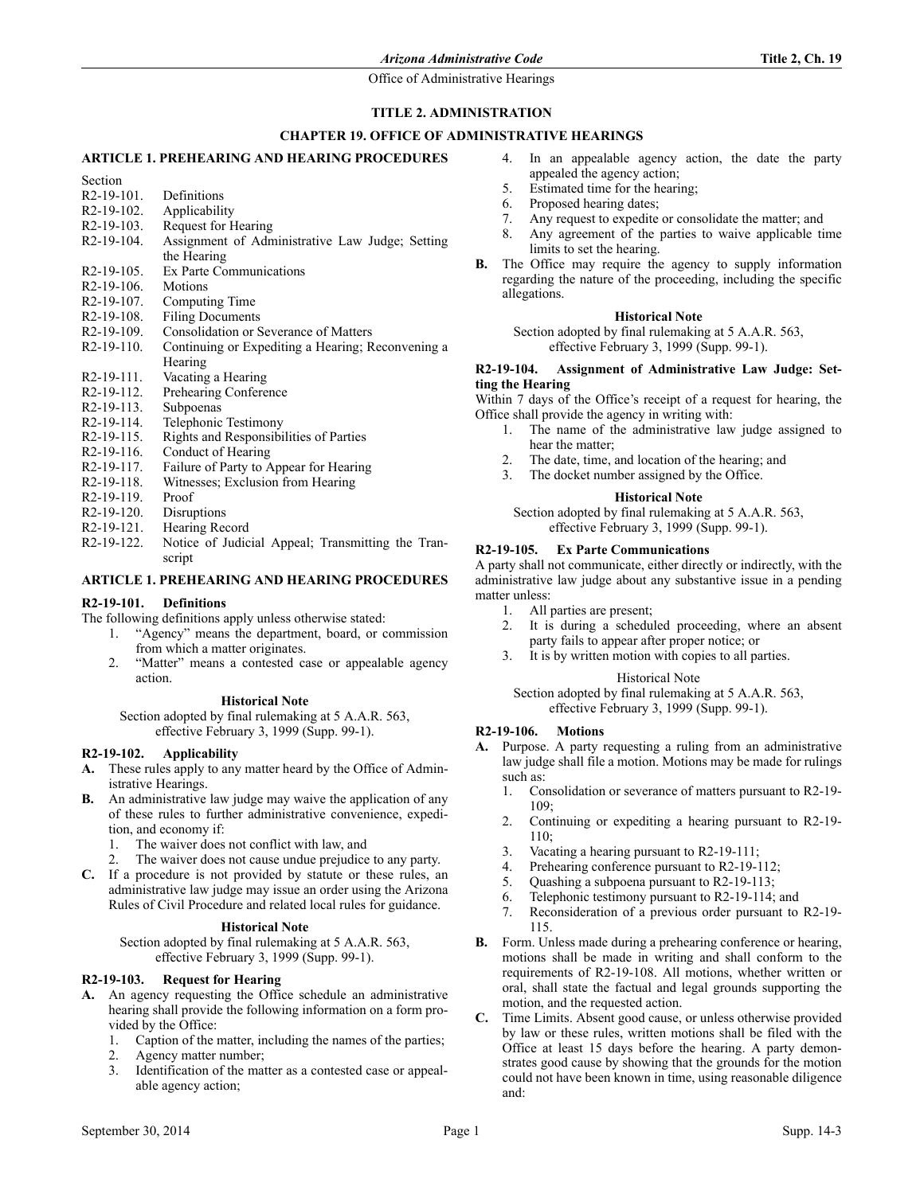# TITLE 2. ADMINISTRATION

## CHAPTER 19. OFFICE OF ADMINISTRATIVE HEARINGS

### ARTICLE 1. PREHEARING AND HEARING PROCEDURES

| Section | |
|---|---|
| R2-19-101. | Definitions |
| R2-19-102. | Applicability |
| R2-19-103. | Request for Hearing |
| R2-19-104. | Assignment of Administrative Law Judge; Setting the Hearing |
| R2-19-105. | Ex Parte Communications |
| R2-19-106. | Motions |
| R2-19-107. | Computing Time |
| R2-19-108. | Filing Documents |
| R2-19-109. | Consolidation or Severance of Matters |
| R2-19-110. | Continuing or Expediting a Hearing; Reconvening a Hearing |
| R2-19-111. | Vacating a Hearing |
| R2-19-112. | Prehearing Conference |
| R2-19-113. | Subpoenas |
| R2-19-114. | Telephonic Testimony |
| R2-19-115. | Rights and Responsibilities of Parties |
| R2-19-116. | Conduct of Hearing |
| R2-19-117. | Failure of Party to Appear for Hearing |
| R2-19-118. | Witnesses; Exclusion from Hearing |
| R2-19-119. | Proof |
| R2-19-120. | Disruptions |
| R2-19-121. | Hearing Record |
| R2-19-122. | Notice of Judicial Appeal; Transmitting the Transcript |

### ARTICLE 1. PREHEARING AND HEARING PROCEDURES

#### R2-19-101. Definitions

The following definitions apply unless otherwise stated:

1. "Agency" means the department, board, or commission from which a matter originates.
2. "Matter" means a contested case or appealable agency action.

**Historical Note**

Section adopted by final rulemaking at 5 A.A.R. 563, effective February 3, 1999 (Supp. 99-1).

#### R2-19-102. Applicability

**A.** These rules apply to any matter heard by the Office of Administrative Hearings.

**B.** An administrative law judge may waive the application of any of these rules to further administrative convenience, expedition, and economy if:

1. The waiver does not conflict with law, and
2. The waiver does not cause undue prejudice to any party.

**C.** If a procedure is not provided by statute or these rules, an administrative law judge may issue an order using the Arizona Rules of Civil Procedure and related local rules for guidance.

**Historical Note**

Section adopted by final rulemaking at 5 A.A.R. 563, effective February 3, 1999 (Supp. 99-1).

#### R2-19-103. Request for Hearing

**A.** An agency requesting the Office schedule an administrative hearing shall provide the following information on a form provided by the Office:

1. Caption of the matter, including the names of the parties;
2. Agency matter number;
3. Identification of the matter as a contested case or appealable agency action;
4. In an appealable agency action, the date the party appealed the agency action;
5. Estimated time for the hearing;
6. Proposed hearing dates;
7. Any request to expedite or consolidate the matter; and
8. Any agreement of the parties to waive applicable time limits to set the hearing.

**B.** The Office may require the agency to supply information regarding the nature of the proceeding, including the specific allegations.

**Historical Note**

Section adopted by final rulemaking at 5 A.A.R. 563, effective February 3, 1999 (Supp. 99-1).

#### R2-19-104. Assignment of Administrative Law Judge: Setting the Hearing

Within 7 days of the Office's receipt of a request for hearing, the Office shall provide the agency in writing with:

1. The name of the administrative law judge assigned to hear the matter;
2. The date, time, and location of the hearing; and
3. The docket number assigned by the Office.

**Historical Note**

Section adopted by final rulemaking at 5 A.A.R. 563, effective February 3, 1999 (Supp. 99-1).

#### R2-19-105. Ex Parte Communications

A party shall not communicate, either directly or indirectly, with the administrative law judge about any substantive issue in a pending matter unless:

1. All parties are present;
2. It is during a scheduled proceeding, where an absent party fails to appear after proper notice; or
3. It is by written motion with copies to all parties.

Historical Note

Section adopted by final rulemaking at 5 A.A.R. 563, effective February 3, 1999 (Supp. 99-1).

#### R2-19-106. Motions

**A.** Purpose. A party requesting a ruling from an administrative law judge shall file a motion. Motions may be made for rulings such as:

1. Consolidation or severance of matters pursuant to R2-19-109;
2. Continuing or expediting a hearing pursuant to R2-19-110;
3. Vacating a hearing pursuant to R2-19-111;
4. Prehearing conference pursuant to R2-19-112;
5. Quashing a subpoena pursuant to R2-19-113;
6. Telephonic testimony pursuant to R2-19-114; and
7. Reconsideration of a previous order pursuant to R2-19-115.

**B.** Form. Unless made during a prehearing conference or hearing, motions shall be made in writing and shall conform to the requirements of R2-19-108. All motions, whether written or oral, shall state the factual and legal grounds supporting the motion, and the requested action.

**C.** Time Limits. Absent good cause, or unless otherwise provided by law or these rules, written motions shall be filed with the Office at least 15 days before the hearing. A party demonstrates good cause by showing that the grounds for the motion could not have been known in time, using reasonable diligence and: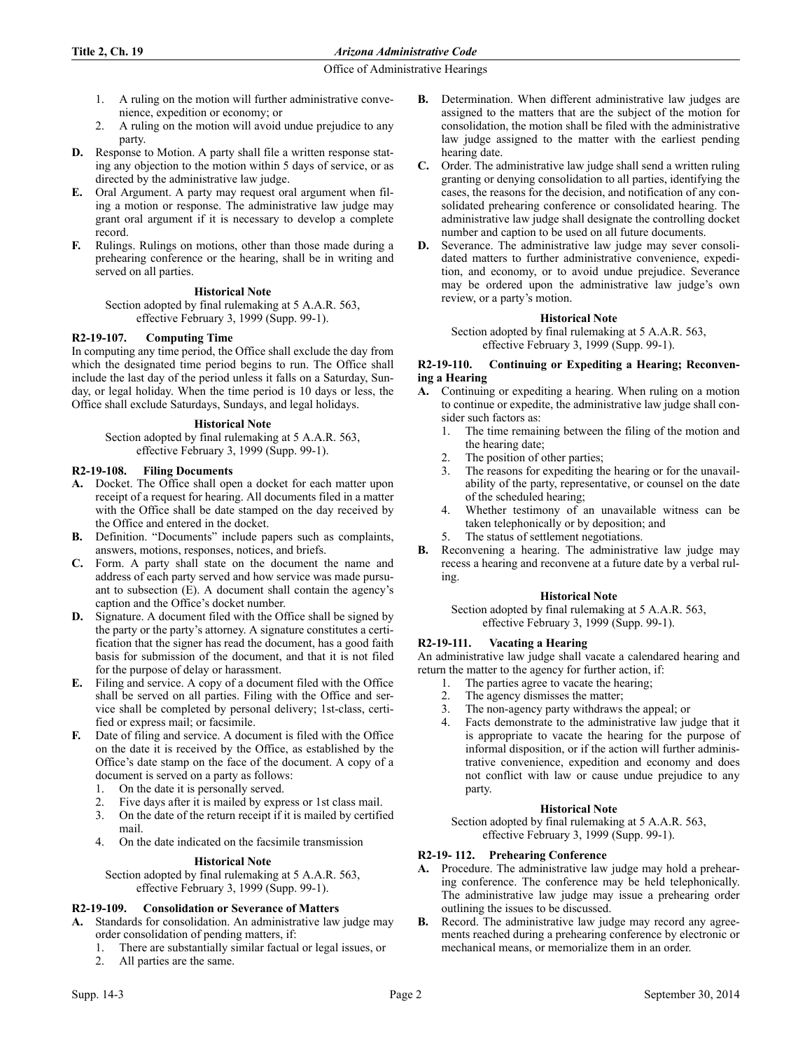1. A ruling on the motion will further administrative convenience, expedition or economy; or
2. A ruling on the motion will avoid undue prejudice to any party.

**D.** Response to Motion. A party shall file a written response stating any objection to the motion within 5 days of service, or as directed by the administrative law judge.

**E.** Oral Argument. A party may request oral argument when filing a motion or response. The administrative law judge may grant oral argument if it is necessary to develop a complete record.

**F.** Rulings. Rulings on motions, other than those made during a prehearing conference or the hearing, shall be in writing and served on all parties.

**Historical Note**

Section adopted by final rulemaking at 5 A.A.R. 563, effective February 3, 1999 (Supp. 99-1).

### R2-19-107. Computing Time

In computing any time period, the Office shall exclude the day from which the designated time period begins to run. The Office shall include the last day of the period unless it falls on a Saturday, Sunday, or legal holiday. When the time period is 10 days or less, the Office shall exclude Saturdays, Sundays, and legal holidays.

**Historical Note**

Section adopted by final rulemaking at 5 A.A.R. 563, effective February 3, 1999 (Supp. 99-1).

### R2-19-108. Filing Documents

**A.** Docket. The Office shall open a docket for each matter upon receipt of a request for hearing. All documents filed in a matter with the Office shall be date stamped on the day received by the Office and entered in the docket.

**B.** Definition. "Documents" include papers such as complaints, answers, motions, responses, notices, and briefs.

**C.** Form. A party shall state on the document the name and address of each party served and how service was made pursuant to subsection (E). A document shall contain the agency's caption and the Office's docket number.

**D.** Signature. A document filed with the Office shall be signed by the party or the party's attorney. A signature constitutes a certification that the signer has read the document, has a good faith basis for submission of the document, and that it is not filed for the purpose of delay or harassment.

**E.** Filing and service. A copy of a document filed with the Office shall be served on all parties. Filing with the Office and service shall be completed by personal delivery; 1st-class, certified or express mail; or facsimile.

**F.** Date of filing and service. A document is filed with the Office on the date it is received by the Office, as established by the Office's date stamp on the face of the document. A copy of a document is served on a party as follows:

1. On the date it is personally served.
2. Five days after it is mailed by express or 1st class mail.
3. On the date of the return receipt if it is mailed by certified mail.
4. On the date indicated on the facsimile transmission

**Historical Note**

Section adopted by final rulemaking at 5 A.A.R. 563, effective February 3, 1999 (Supp. 99-1).

### R2-19-109. Consolidation or Severance of Matters

**A.** Standards for consolidation. An administrative law judge may order consolidation of pending matters, if:

1. There are substantially similar factual or legal issues, or
2. All parties are the same.

**B.** Determination. When different administrative law judges are assigned to the matters that are the subject of the motion for consolidation, the motion shall be filed with the administrative law judge assigned to the matter with the earliest pending hearing date.

**C.** Order. The administrative law judge shall send a written ruling granting or denying consolidation to all parties, identifying the cases, the reasons for the decision, and notification of any consolidated prehearing conference or consolidated hearing. The administrative law judge shall designate the controlling docket number and caption to be used on all future documents.

**D.** Severance. The administrative law judge may sever consolidated matters to further administrative convenience, expedition, and economy, or to avoid undue prejudice. Severance may be ordered upon the administrative law judge's own review, or a party's motion.

**Historical Note**

Section adopted by final rulemaking at 5 A.A.R. 563, effective February 3, 1999 (Supp. 99-1).

### R2-19-110. Continuing or Expediting a Hearing; Reconvening a Hearing

**A.** Continuing or expediting a hearing. When ruling on a motion to continue or expedite, the administrative law judge shall consider such factors as:

1. The time remaining between the filing of the motion and the hearing date;
2. The position of other parties;
3. The reasons for expediting the hearing or for the unavailability of the party, representative, or counsel on the date of the scheduled hearing;
4. Whether testimony of an unavailable witness can be taken telephonically or by deposition; and
5. The status of settlement negotiations.

**B.** Reconvening a hearing. The administrative law judge may recess a hearing and reconvene at a future date by a verbal ruling.

**Historical Note**

Section adopted by final rulemaking at 5 A.A.R. 563, effective February 3, 1999 (Supp. 99-1).

### R2-19-111. Vacating a Hearing

An administrative law judge shall vacate a calendared hearing and return the matter to the agency for further action, if:

1. The parties agree to vacate the hearing;
2. The agency dismisses the matter;
3. The non-agency party withdraws the appeal; or
4. Facts demonstrate to the administrative law judge that it is appropriate to vacate the hearing for the purpose of informal disposition, or if the action will further administrative convenience, expedition and economy and does not conflict with law or cause undue prejudice to any party.

**Historical Note**

Section adopted by final rulemaking at 5 A.A.R. 563, effective February 3, 1999 (Supp. 99-1).

### R2-19- 112. Prehearing Conference

**A.** Procedure. The administrative law judge may hold a prehearing conference. The conference may be held telephonically. The administrative law judge may issue a prehearing order outlining the issues to be discussed.

**B.** Record. The administrative law judge may record any agreements reached during a prehearing conference by electronic or mechanical means, or memorialize them in an order.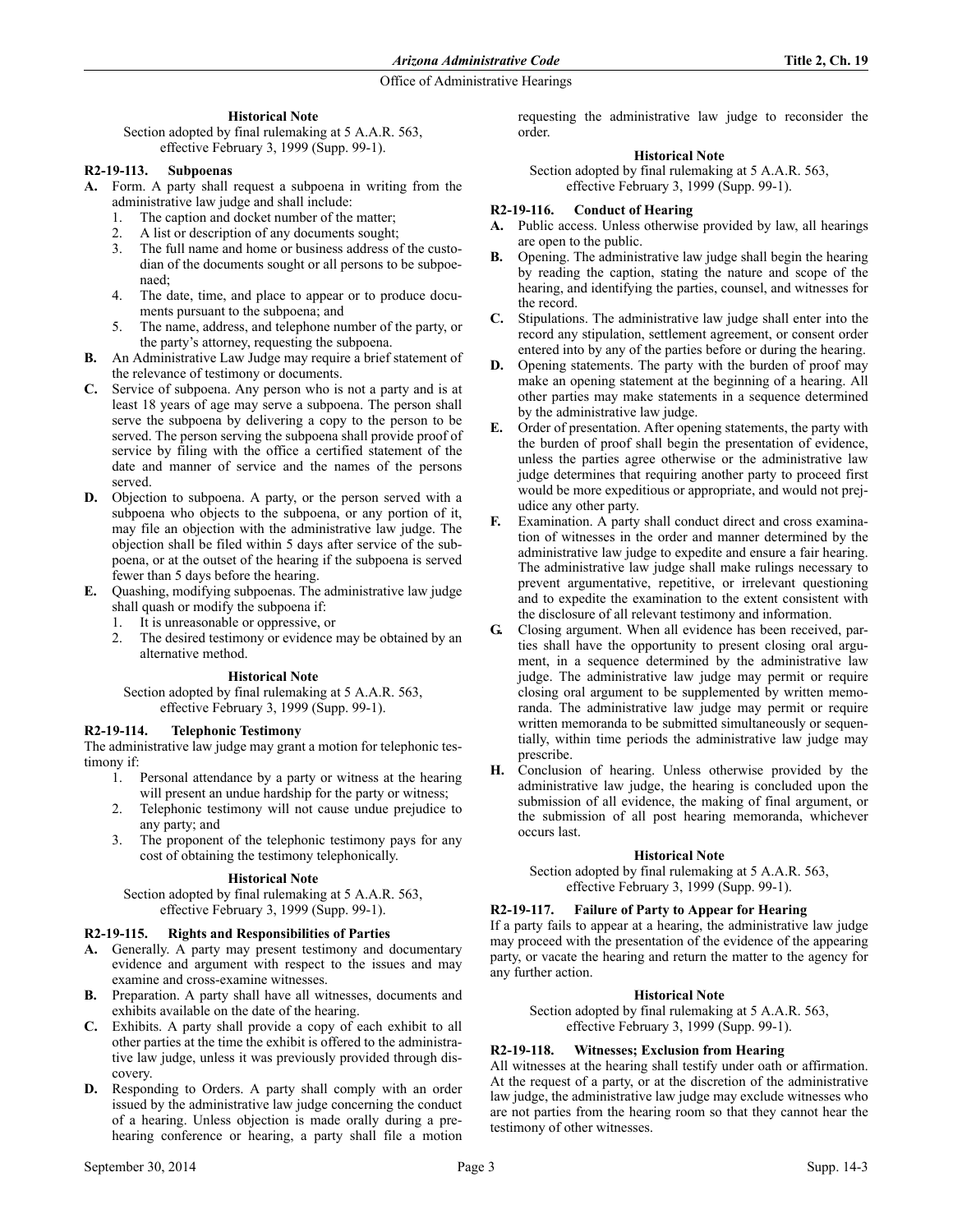**Historical Note**

Section adopted by final rulemaking at 5 A.A.R. 563, effective February 3, 1999 (Supp. 99-1).

### R2-19-113. Subpoenas

**A.** Form. A party shall request a subpoena in writing from the administrative law judge and shall include:

1. The caption and docket number of the matter;
2. A list or description of any documents sought;
3. The full name and home or business address of the custodian of the documents sought or all persons to be subpoenaed;
4. The date, time, and place to appear or to produce documents pursuant to the subpoena; and
5. The name, address, and telephone number of the party, or the party's attorney, requesting the subpoena.

**B.** An Administrative Law Judge may require a brief statement of the relevance of testimony or documents.

**C.** Service of subpoena. Any person who is not a party and is at least 18 years of age may serve a subpoena. The person shall serve the subpoena by delivering a copy to the person to be served. The person serving the subpoena shall provide proof of service by filing with the office a certified statement of the date and manner of service and the names of the persons served.

**D.** Objection to subpoena. A party, or the person served with a subpoena who objects to the subpoena, or any portion of it, may file an objection with the administrative law judge. The objection shall be filed within 5 days after service of the subpoena, or at the outset of the hearing if the subpoena is served fewer than 5 days before the hearing.

**E.** Quashing, modifying subpoenas. The administrative law judge shall quash or modify the subpoena if:

1. It is unreasonable or oppressive, or
2. The desired testimony or evidence may be obtained by an alternative method.

**Historical Note**

Section adopted by final rulemaking at 5 A.A.R. 563, effective February 3, 1999 (Supp. 99-1).

### R2-19-114. Telephonic Testimony

The administrative law judge may grant a motion for telephonic testimony if:

1. Personal attendance by a party or witness at the hearing will present an undue hardship for the party or witness;
2. Telephonic testimony will not cause undue prejudice to any party; and
3. The proponent of the telephonic testimony pays for any cost of obtaining the testimony telephonically.

**Historical Note**

Section adopted by final rulemaking at 5 A.A.R. 563, effective February 3, 1999 (Supp. 99-1).

### R2-19-115. Rights and Responsibilities of Parties

**A.** Generally. A party may present testimony and documentary evidence and argument with respect to the issues and may examine and cross-examine witnesses.

**B.** Preparation. A party shall have all witnesses, documents and exhibits available on the date of the hearing.

**C.** Exhibits. A party shall provide a copy of each exhibit to all other parties at the time the exhibit is offered to the administrative law judge, unless it was previously provided through discovery.

**D.** Responding to Orders. A party shall comply with an order issued by the administrative law judge concerning the conduct of a hearing. Unless objection is made orally during a prehearing conference or hearing, a party shall file a motion requesting the administrative law judge to reconsider the order.

**Historical Note**

Section adopted by final rulemaking at 5 A.A.R. 563, effective February 3, 1999 (Supp. 99-1).

### R2-19-116. Conduct of Hearing

**A.** Public access. Unless otherwise provided by law, all hearings are open to the public.

**B.** Opening. The administrative law judge shall begin the hearing by reading the caption, stating the nature and scope of the hearing, and identifying the parties, counsel, and witnesses for the record.

**C.** Stipulations. The administrative law judge shall enter into the record any stipulation, settlement agreement, or consent order entered into by any of the parties before or during the hearing.

**D.** Opening statements. The party with the burden of proof may make an opening statement at the beginning of a hearing. All other parties may make statements in a sequence determined by the administrative law judge.

**E.** Order of presentation. After opening statements, the party with the burden of proof shall begin the presentation of evidence, unless the parties agree otherwise or the administrative law judge determines that requiring another party to proceed first would be more expeditious or appropriate, and would not prejudice any other party.

**F.** Examination. A party shall conduct direct and cross examination of witnesses in the order and manner determined by the administrative law judge to expedite and ensure a fair hearing. The administrative law judge shall make rulings necessary to prevent argumentative, repetitive, or irrelevant questioning and to expedite the examination to the extent consistent with the disclosure of all relevant testimony and information.

**G.** Closing argument. When all evidence has been received, parties shall have the opportunity to present closing oral argument, in a sequence determined by the administrative law judge. The administrative law judge may permit or require closing oral argument to be supplemented by written memoranda. The administrative law judge may permit or require written memoranda to be submitted simultaneously or sequentially, within time periods the administrative law judge may prescribe.

**H.** Conclusion of hearing. Unless otherwise provided by the administrative law judge, the hearing is concluded upon the submission of all evidence, the making of final argument, or the submission of all post hearing memoranda, whichever occurs last.

**Historical Note**

Section adopted by final rulemaking at 5 A.A.R. 563, effective February 3, 1999 (Supp. 99-1).

### R2-19-117. Failure of Party to Appear for Hearing

If a party fails to appear at a hearing, the administrative law judge may proceed with the presentation of the evidence of the appearing party, or vacate the hearing and return the matter to the agency for any further action.

**Historical Note**

Section adopted by final rulemaking at 5 A.A.R. 563, effective February 3, 1999 (Supp. 99-1).

### R2-19-118. Witnesses; Exclusion from Hearing

All witnesses at the hearing shall testify under oath or affirmation. At the request of a party, or at the discretion of the administrative law judge, the administrative law judge may exclude witnesses who are not parties from the hearing room so that they cannot hear the testimony of other witnesses.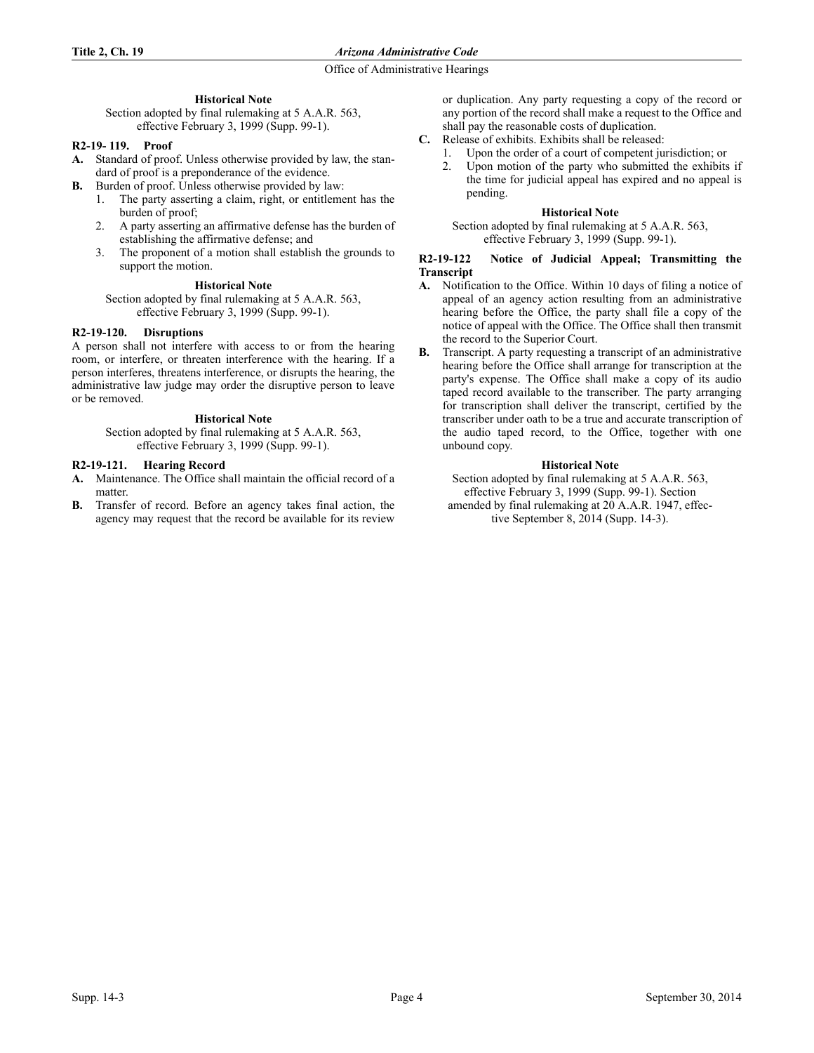#### Historical Note

Section adopted by final rulemaking at 5 A.A.R. 563, effective February 3, 1999 (Supp. 99-1).

### R2-19- 119. Proof

**A.** Standard of proof. Unless otherwise provided by law, the standard of proof is a preponderance of the evidence.

**B.** Burden of proof. Unless otherwise provided by law:

1. The party asserting a claim, right, or entitlement has the burden of proof;
2. A party asserting an affirmative defense has the burden of establishing the affirmative defense; and
3. The proponent of a motion shall establish the grounds to support the motion.

#### Historical Note

Section adopted by final rulemaking at 5 A.A.R. 563, effective February 3, 1999 (Supp. 99-1).

### R2-19-120. Disruptions

A person shall not interfere with access to or from the hearing room, or interfere, or threaten interference with the hearing. If a person interferes, threatens interference, or disrupts the hearing, the administrative law judge may order the disruptive person to leave or be removed.

#### Historical Note

Section adopted by final rulemaking at 5 A.A.R. 563, effective February 3, 1999 (Supp. 99-1).

### R2-19-121. Hearing Record

**A.** Maintenance. The Office shall maintain the official record of a matter.

**B.** Transfer of record. Before an agency takes final action, the agency may request that the record be available for its review or duplication. Any party requesting a copy of the record or any portion of the record shall make a request to the Office and shall pay the reasonable costs of duplication.

**C.** Release of exhibits. Exhibits shall be released:

1. Upon the order of a court of competent jurisdiction; or
2. Upon motion of the party who submitted the exhibits if the time for judicial appeal has expired and no appeal is pending.

#### Historical Note

Section adopted by final rulemaking at 5 A.A.R. 563, effective February 3, 1999 (Supp. 99-1).

### R2-19-122 Notice of Judicial Appeal; Transmitting the Transcript

**A.** Notification to the Office. Within 10 days of filing a notice of appeal of an agency action resulting from an administrative hearing before the Office, the party shall file a copy of the notice of appeal with the Office. The Office shall then transmit the record to the Superior Court.

**B.** Transcript. A party requesting a transcript of an administrative hearing before the Office shall arrange for transcription at the party's expense. The Office shall make a copy of its audio taped record available to the transcriber. The party arranging for transcription shall deliver the transcript, certified by the transcriber under oath to be a true and accurate transcription of the audio taped record, to the Office, together with one unbound copy.

#### Historical Note

Section adopted by final rulemaking at 5 A.A.R. 563, effective February 3, 1999 (Supp. 99-1). Section amended by final rulemaking at 20 A.A.R. 1947, effective September 8, 2014 (Supp. 14-3).